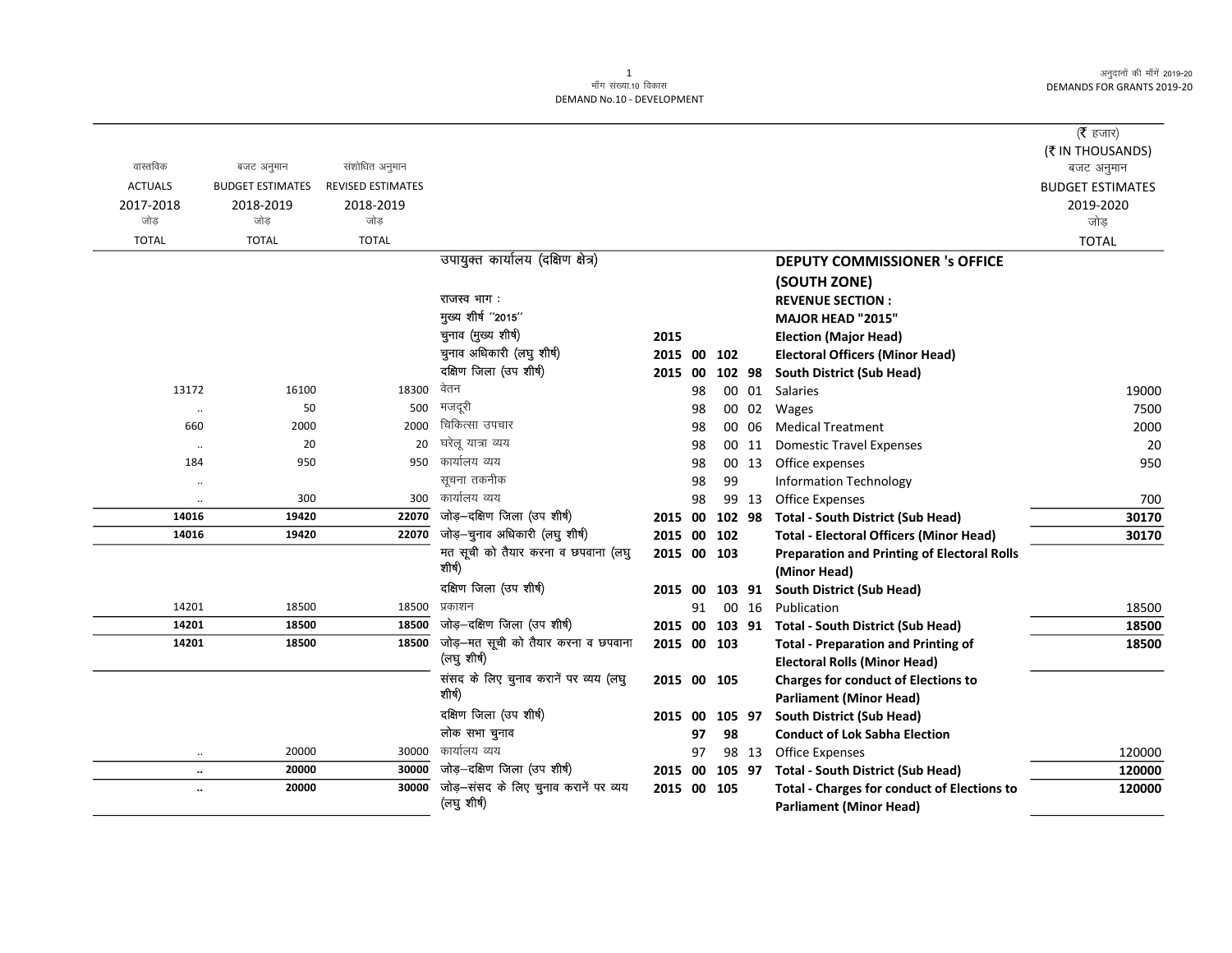मॉंग संख्या.10 विकास
DEMAND No.10 - DEVELOPMENT

(₹ हजार)
(₹ IN THOUSANDS)

| वास्तविक ACTUALS 2017-2018 जोड़ TOTAL | बजट अनुमान BUDGET ESTIMATES 2018-2019 जोड़ TOTAL | संशोधित अनुमान REVISED ESTIMATES 2018-2019 जोड़ TOTAL | | | | | | | बजट अनुमान BUDGET ESTIMATES 2019-2020 जोड़ TOTAL |
|---|---|---|---|---|---|---|---|---|---|
| | | | उपायुक्त कार्यालय (दक्षिण क्षेत्र) | | | | | **DEPUTY COMMISSIONER 's OFFICE (SOUTH ZONE)** | |
| | | | राजस्व भाग : | | | | | **REVENUE SECTION :** | |
| | | | मुख्य शीर्ष "2015" | | | | | **MAJOR HEAD "2015"** | |
| | | | चुनाव (मुख्य शीर्ष) | **2015** | | | | **Election (Major Head)** | |
| | | | चुनाव अधिकारी (लघु शीर्ष) | **2015** | **00** | **102** | | **Electoral Officers (Minor Head)** | |
| | | | दक्षिण जिला (उप शीर्ष) | **2015** | **00** | **102** | **98** | **South District (Sub Head)** | |
| 13172 | 16100 | 18300 | वेतन | | 98 | 00 | 01 | Salaries | 19000 |
| .. | 50 | 500 | मजदूरी | | 98 | 00 | 02 | Wages | 7500 |
| 660 | 2000 | 2000 | चिकित्सा उपचार | | 98 | 00 | 06 | Medical Treatment | 2000 |
| .. | 20 | 20 | घरेलू यात्रा व्यय | | 98 | 00 | 11 | Domestic Travel Expenses | 20 |
| 184 | 950 | 950 | कार्यालय व्यय | | 98 | 00 | 13 | Office expenses | 950 |
| .. | | | सूचना तकनीक | | 98 | 99 | | Information Technology | |
| .. | 300 | 300 | कार्यालय व्यय | | 98 | 99 | 13 | Office Expenses | 700 |
| **14016** | **19420** | **22070** | जोड़–दक्षिण जिला (उप शीर्ष) | **2015** | **00** | **102** | **98** | **Total - South District (Sub Head)** | **30170** |
| **14016** | **19420** | **22070** | जोड़–चुनाव अधिकारी (लघु शीर्ष) | **2015** | **00** | **102** | | **Total - Electoral Officers (Minor Head)** | **30170** |
| | | | मत सूची को तैयार करना व छपवाना (लघु शीर्ष) | **2015** | **00** | **103** | | **Preparation and Printing of Electoral Rolls (Minor Head)** | |
| | | | दक्षिण जिला (उप शीर्ष) | **2015** | **00** | **103** | **91** | **South District (Sub Head)** | |
| 14201 | 18500 | 18500 | प्रकाशन | | 91 | 00 | 16 | Publication | 18500 |
| **14201** | **18500** | **18500** | जोड़–दक्षिण जिला (उप शीर्ष) | **2015** | **00** | **103** | **91** | **Total - South District (Sub Head)** | **18500** |
| **14201** | **18500** | **18500** | जोड़–मत सूची को तैयार करना व छपवाना (लघु शीर्ष) | **2015** | **00** | **103** | | **Total - Preparation and Printing of Electoral Rolls (Minor Head)** | **18500** |
| | | | संसद के लिए चुनाव करानें पर व्यय (लघु शीर्ष) | **2015** | **00** | **105** | | **Charges for conduct of Elections to Parliament (Minor Head)** | |
| | | | दक्षिण जिला (उप शीर्ष) | **2015** | **00** | **105** | **97** | **South District (Sub Head)** | |
| | | | लोक सभा चुनाव | | **97** | **98** | | **Conduct of Lok Sabha Election** | |
| .. | 20000 | 30000 | कार्यालय व्यय | | 97 | 98 | 13 | Office Expenses | 120000 |
| **..** | **20000** | **30000** | जोड़–दक्षिण जिला (उप शीर्ष) | **2015** | **00** | **105** | **97** | **Total - South District (Sub Head)** | **120000** |
| **..** | **20000** | **30000** | जोड़–संसद के लिए चुनाव करानें पर व्यय (लघु शीर्ष) | **2015** | **00** | **105** | | **Total - Charges for conduct of Elections to Parliament (Minor Head)** | **120000** |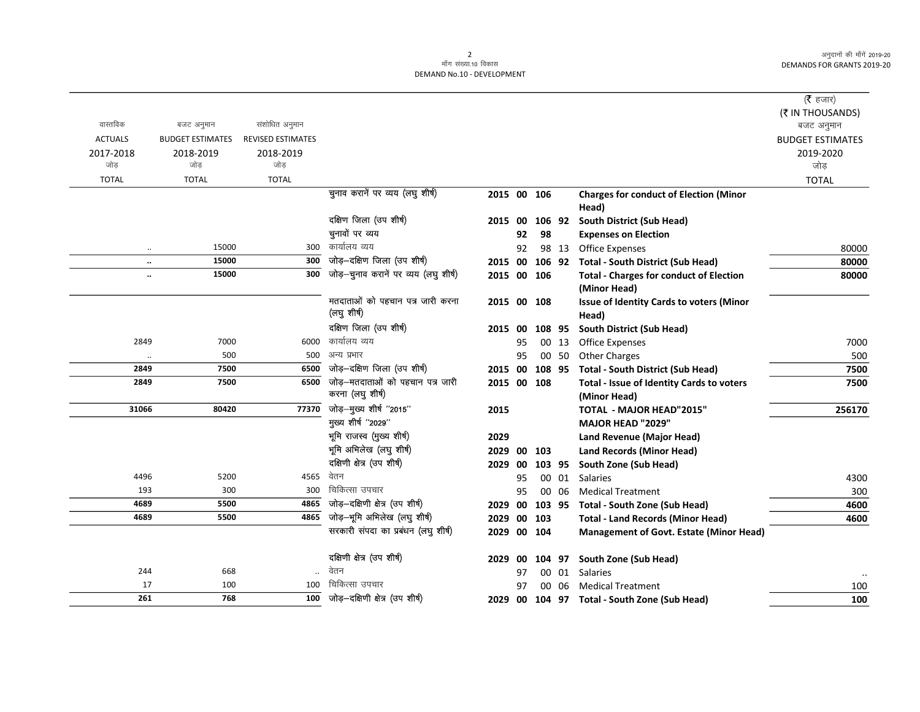| वास्तविक ACTUALS 2017-2018 जोड़ TOTAL | बजट अनुमान BUDGET ESTIMATES 2018-2019 जोड़ TOTAL | संशोधित अनुमान REVISED ESTIMATES 2018-2019 जोड़ TOTAL | | | | | | | (₹ हजार) (₹ IN THOUSANDS) बजट अनुमान BUDGET ESTIMATES 2019-2020 जोड़ TOTAL |
|---|---|---|---|---|---|---|---|---|---|
| | | | चुनाव करानें पर व्यय (लघु शीर्ष) | 2015 | 00 | 106 | | **Charges for conduct of Election (Minor Head)** | |
| | | | दक्षिण जिला (उप शीर्ष) | 2015 | 00 | 106 | 92 | **South District (Sub Head)** | |
| | | | चुनावों पर व्यय | | 92 | 98 | | **Expenses on Election** | |
| .. | 15000 | 300 | कार्यालय व्यय | | 92 | 98 | 13 | Office Expenses | 80000 |
| **..** | **15000** | **300** | जोड़–दक्षिण जिला (उप शीर्ष) | 2015 | 00 | 106 | 92 | **Total - South District (Sub Head)** | **80000** |
| **..** | **15000** | **300** | जोड़–चुनाव करानें पर व्यय (लघु शीर्ष) | 2015 | 00 | 106 | | **Total - Charges for conduct of Election (Minor Head)** | **80000** |
| | | | मतदाताओं को पहचान पत्र जारी करना (लघु शीर्ष) | 2015 | 00 | 108 | | **Issue of Identity Cards to voters (Minor Head)** | |
| | | | दक्षिण जिला (उप शीर्ष) | 2015 | 00 | 108 | 95 | **South District (Sub Head)** | |
| 2849 | 7000 | 6000 | कार्यालय व्यय | | 95 | 00 | 13 | Office Expenses | 7000 |
| .. | 500 | 500 | अन्य प्रभार | | 95 | 00 | 50 | Other Charges | 500 |
| **2849** | **7500** | **6500** | जोड़–दक्षिण जिला (उप शीर्ष) | 2015 | 00 | 108 | 95 | **Total - South District (Sub Head)** | **7500** |
| **2849** | **7500** | **6500** | जोड़–मतदाताओं को पहचान पत्र जारी करना (लघु शीर्ष) | 2015 | 00 | 108 | | **Total - Issue of Identity Cards to voters (Minor Head)** | **7500** |
| **31066** | **80420** | **77370** | जोड़–मुख्य शीर्ष ''2015'' | 2015 | | | | **TOTAL - MAJOR HEAD"2015"** | **256170** |
| | | | मुख्य शीर्ष ''2029'' | | | | | **MAJOR HEAD "2029"** | |
| | | | भूमि राजस्व (मुख्य शीर्ष) | 2029 | | | | **Land Revenue (Major Head)** | |
| | | | भूमि अभिलेख (लघु शीर्ष) | 2029 | 00 | 103 | | **Land Records (Minor Head)** | |
| | | | दक्षिणी क्षेत्र (उप शीर्ष) | 2029 | 00 | 103 | 95 | **South Zone (Sub Head)** | |
| 4496 | 5200 | 4565 | वेतन | | 95 | 00 | 01 | Salaries | 4300 |
| 193 | 300 | 300 | चिकित्सा उपचार | | 95 | 00 | 06 | Medical Treatment | 300 |
| **4689** | **5500** | **4865** | जोड़–दक्षिणी क्षेत्र (उप शीर्ष) | 2029 | 00 | 103 | 95 | **Total - South Zone (Sub Head)** | **4600** |
| **4689** | **5500** | **4865** | जोड़–भूमि अभिलेख (लघु शीर्ष) | 2029 | 00 | 103 | | **Total - Land Records (Minor Head)** | **4600** |
| | | | सरकारी संपदा का प्रबंधन (लघु शीर्ष) | 2029 | 00 | 104 | | **Management of Govt. Estate (Minor Head)** | |
| | | | दक्षिणी क्षेत्र (उप शीर्ष) | 2029 | 00 | 104 | 97 | **South Zone (Sub Head)** | |
| 244 | 668 | .. | वेतन | | 97 | 00 | 01 | Salaries | .. |
| 17 | 100 | 100 | चिकित्सा उपचार | | 97 | 00 | 06 | Medical Treatment | 100 |
| **261** | **768** | **100** | जोड़–दक्षिणी क्षेत्र (उप शीर्ष) | 2029 | 00 | 104 | 97 | **Total - South Zone (Sub Head)** | **100** |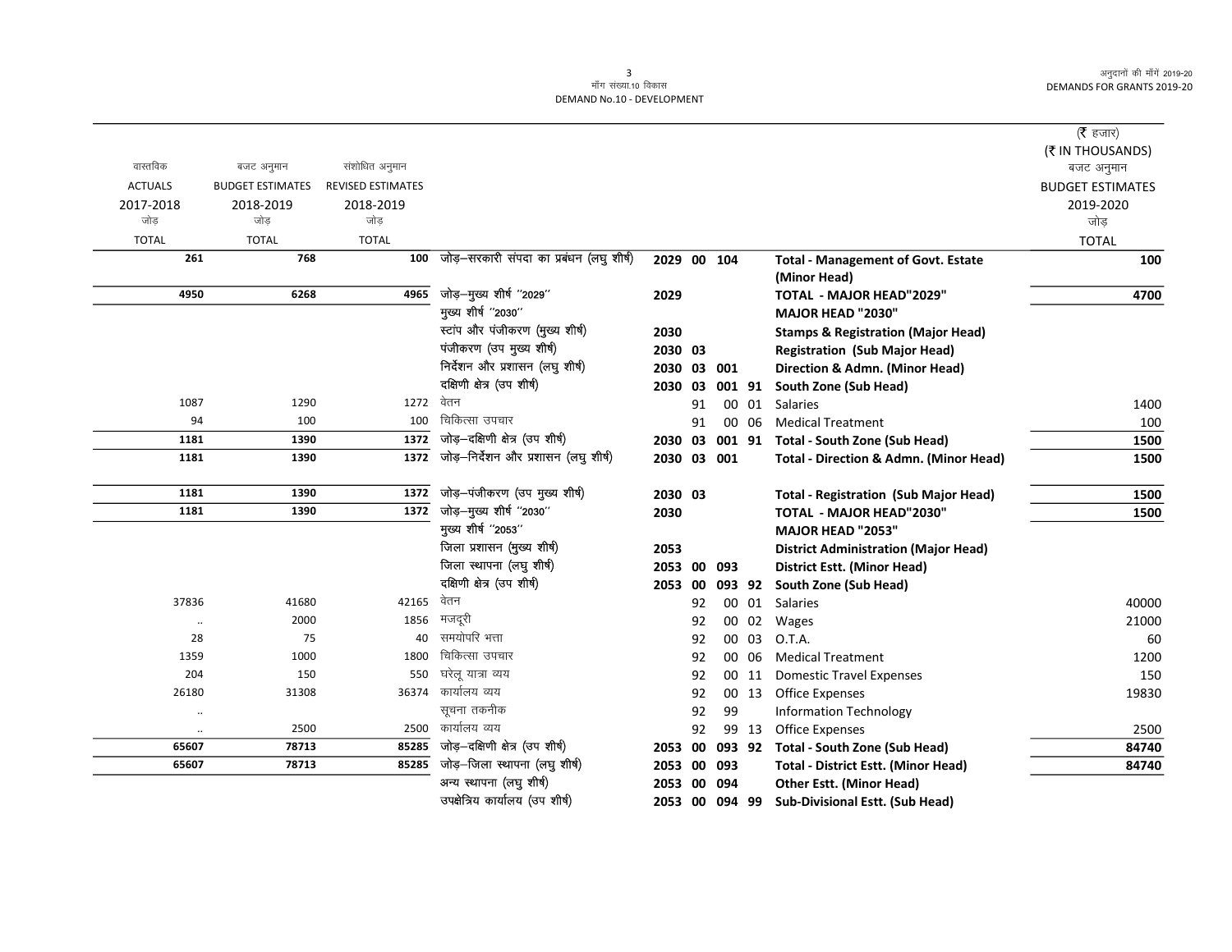| वास्तविक ACTUALS 2017-2018 जोड़ TOTAL | बजट अनुमान BUDGET ESTIMATES 2018-2019 जोड़ TOTAL | संशोधित अनुमान REVISED ESTIMATES 2018-2019 जोड़ TOTAL | | | | | | | (₹ हजार) (₹ IN THOUSANDS) बजट अनुमान BUDGET ESTIMATES 2019-2020 जोड़ TOTAL |
|---|---|---|---|---|---|---|---|---|---|
| 261 | 768 | 100 | जोड़–सरकारी संपदा का प्रबंधन (लघु शीर्ष) | 2029 | 00 | 104 | | Total - Management of Govt. Estate (Minor Head) | 100 |
| 4950 | 6268 | 4965 | जोड़–मुख्य शीर्ष ''2029'' | 2029 | | | | TOTAL - MAJOR HEAD"2029" | 4700 |
| | | | मुख्य शीर्ष ''2030'' | | | | | MAJOR HEAD "2030" | |
| | | | स्टांप और पंजीकरण (मुख्य शीर्ष) | 2030 | | | | Stamps & Registration (Major Head) | |
| | | | पंजीकरण (उप मुख्य शीर्ष) | 2030 | 03 | | | Registration (Sub Major Head) | |
| | | | निर्देशन और प्रशासन (लघु शीर्ष) | 2030 | 03 | 001 | | Direction & Admn. (Minor Head) | |
| | | | दक्षिणी क्षेत्र (उप शीर्ष) | 2030 | 03 | 001 | 91 | South Zone (Sub Head) | |
| 1087 | 1290 | 1272 | वेतन | | 91 | 00 | 01 | Salaries | 1400 |
| 94 | 100 | 100 | चिकित्सा उपचार | | 91 | 00 | 06 | Medical Treatment | 100 |
| 1181 | 1390 | 1372 | जोड़–दक्षिणी क्षेत्र (उप शीर्ष) | 2030 | 03 | 001 | 91 | Total - South Zone (Sub Head) | 1500 |
| 1181 | 1390 | 1372 | जोड़–निर्देशन और प्रशासन (लघु शीर्ष) | 2030 | 03 | 001 | | Total - Direction & Admn. (Minor Head) | 1500 |
| 1181 | 1390 | 1372 | जोड़–पंजीकरण (उप मुख्य शीर्ष) | 2030 | 03 | | | Total - Registration (Sub Major Head) | 1500 |
| 1181 | 1390 | 1372 | जोड़–मुख्य शीर्ष ''2030'' | 2030 | | | | TOTAL - MAJOR HEAD"2030" | 1500 |
| | | | मुख्य शीर्ष ''2053'' | | | | | MAJOR HEAD "2053" | |
| | | | जिला प्रशासन (मुख्य शीर्ष) | 2053 | | | | District Administration (Major Head) | |
| | | | जिला स्थापना (लघु शीर्ष) | 2053 | 00 | 093 | | District Estt. (Minor Head) | |
| | | | दक्षिणी क्षेत्र (उप शीर्ष) | 2053 | 00 | 093 | 92 | South Zone (Sub Head) | |
| 37836 | 41680 | 42165 | वेतन | | 92 | 00 | 01 | Salaries | 40000 |
| .. | 2000 | 1856 | मजदूरी | | 92 | 00 | 02 | Wages | 21000 |
| 28 | 75 | 40 | समयोपरि भत्ता | | 92 | 00 | 03 | O.T.A. | 60 |
| 1359 | 1000 | 1800 | चिकित्सा उपचार | | 92 | 00 | 06 | Medical Treatment | 1200 |
| 204 | 150 | 550 | घरेलू यात्रा व्यय | | 92 | 00 | 11 | Domestic Travel Expenses | 150 |
| 26180 | 31308 | 36374 | कार्यालय व्यय | | 92 | 00 | 13 | Office Expenses | 19830 |
| .. | | | सूचना तकनीक | | 92 | 99 | | Information Technology | |
| .. | 2500 | 2500 | कार्यालय व्यय | | 92 | 99 | 13 | Office Expenses | 2500 |
| 65607 | 78713 | 85285 | जोड़–दक्षिणी क्षेत्र (उप शीर्ष) | 2053 | 00 | 093 | 92 | Total - South Zone (Sub Head) | 84740 |
| 65607 | 78713 | 85285 | जोड़–जिला स्थापना (लघु शीर्ष) | 2053 | 00 | 093 | | Total - District Estt. (Minor Head) | 84740 |
| | | | अन्य स्थापना (लघु शीर्ष) | 2053 | 00 | 094 | | Other Estt. (Minor Head) | |
| | | | उपक्षेत्रिय कार्यालय (उप शीर्ष) | 2053 | 00 | 094 | 99 | Sub-Divisional Estt. (Sub Head) | |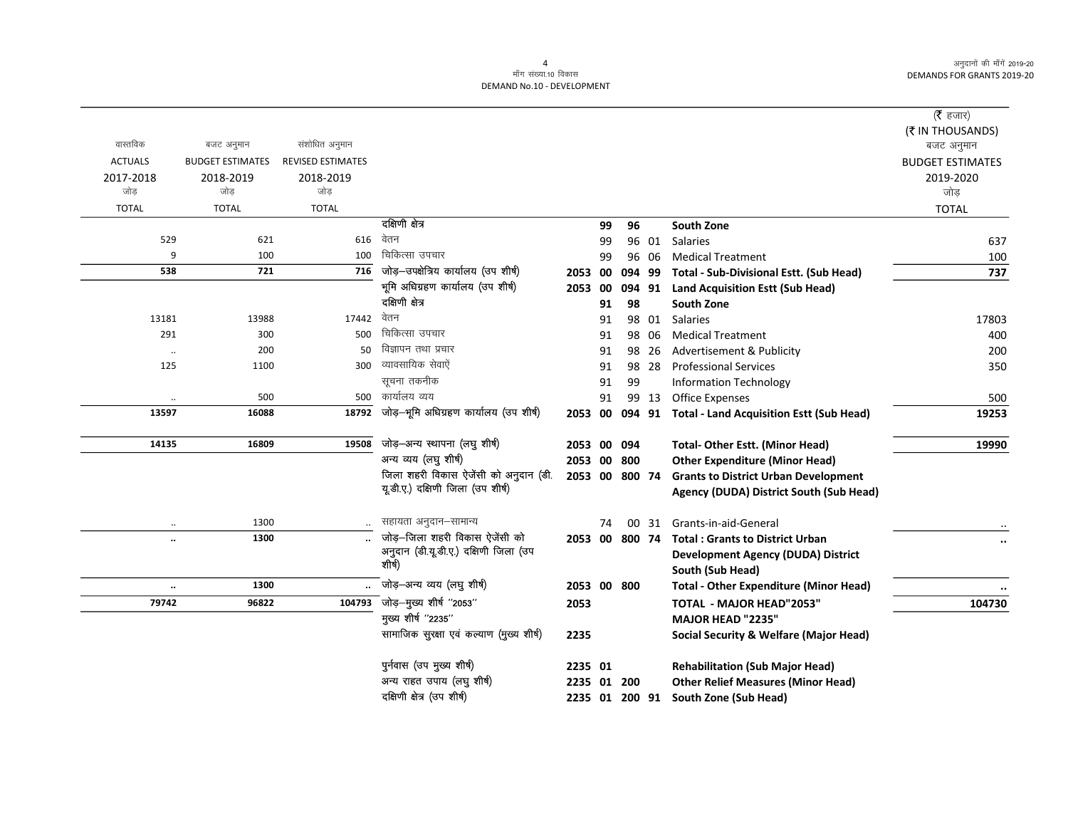(₹ हजार)
(₹ IN THOUSANDS)

| वास्तविक ACTUALS 2017-2018 जोड़ TOTAL | बजट अनुमान BUDGET ESTIMATES 2018-2019 जोड़ TOTAL | संशोधित अनुमान REVISED ESTIMATES 2018-2019 जोड़ TOTAL | | | | | | | बजट अनुमान BUDGET ESTIMATES 2019-2020 जोड़ TOTAL |
|---|---|---|---|---|---|---|---|---|---|
| | | | दक्षिणी क्षेत्र | | 99 | 96 | | **South Zone** | |
| 529 | 621 | 616 | वेतन | | 99 | 96 | 01 | Salaries | 637 |
| 9 | 100 | 100 | चिकित्सा उपचार | | 99 | 96 | 06 | Medical Treatment | 100 |
| **538** | **721** | **716** | जोड़–उपक्षेत्रिय कार्यालय (उप शीर्ष) | **2053** | **00** | **094** | **99** | **Total - Sub-Divisional Estt. (Sub Head)** | **737** |
| | | | भूमि अधिग्रहण कार्यालय (उप शीर्ष) | **2053** | **00** | **094** | **91** | **Land Acquisition Estt (Sub Head)** | |
| | | | दक्षिणी क्षेत्र | | 91 | 98 | | **South Zone** | |
| 13181 | 13988 | 17442 | वेतन | | 91 | 98 | 01 | Salaries | 17803 |
| 291 | 300 | 500 | चिकित्सा उपचार | | 91 | 98 | 06 | Medical Treatment | 400 |
| .. | 200 | 50 | विज्ञापन तथा प्रचार | | 91 | 98 | 26 | Advertisement & Publicity | 200 |
| 125 | 1100 | 300 | व्यावसायिक सेवाऐं | | 91 | 98 | 28 | Professional Services | 350 |
| | | | सूचना तकनीक | | 91 | 99 | | Information Technology | |
| .. | 500 | 500 | कार्यालय व्यय | | 91 | 99 | 13 | Office Expenses | 500 |
| **13597** | **16088** | **18792** | जोड़–भूमि अधिग्रहण कार्यालय (उप शीर्ष) | **2053** | **00** | **094** | **91** | **Total - Land Acquisition Estt (Sub Head)** | **19253** |
| **14135** | **16809** | **19508** | जोड़–अन्य स्थापना (लघु शीर्ष) | **2053** | **00** | **094** | | **Total- Other Estt. (Minor Head)** | **19990** |
| | | | अन्य व्यय (लघु शीर्ष) | **2053** | **00** | **800** | | **Other Expenditure (Minor Head)** | |
| | | | जिला शहरी विकास ऐजेंसी को अनुदान (डी.यू.डी.ए.) दक्षिणी जिला (उप शीर्ष) | **2053** | **00** | **800** | **74** | **Grants to District Urban Development Agency (DUDA) District South (Sub Head)** | |
| .. | 1300 | .. | सहायता अनुदान–सामान्य | | 74 | 00 | 31 | Grants-in-aid-General | .. |
| **..** | **1300** | **..** | जोड़–जिला शहरी विकास ऐजेंसी को अनुदान (डी.यू.डी.ए.) दक्षिणी जिला (उप शीर्ष) | **2053** | **00** | **800** | **74** | **Total : Grants to District Urban Development Agency (DUDA) District South (Sub Head)** | **..** |
| **..** | **1300** | **..** | जोड़–अन्य व्यय (लघु शीर्ष) | **2053** | **00** | **800** | | **Total - Other Expenditure (Minor Head)** | **..** |
| **79742** | **96822** | **104793** | जोड़–मुख्य शीर्ष ''2053'' | **2053** | | | | **TOTAL - MAJOR HEAD"2053"** | **104730** |
| | | | मुख्य शीर्ष ''2235'' | | | | | **MAJOR HEAD "2235"** | |
| | | | सामाजिक सुरक्षा एवं कल्याण (मुख्य शीर्ष) | **2235** | | | | **Social Security & Welfare (Major Head)** | |
| | | | पुर्नवास (उप मुख्य शीर्ष) | **2235** | **01** | | | **Rehabilitation (Sub Major Head)** | |
| | | | अन्य राहत उपाय (लघु शीर्ष) | **2235** | **01** | **200** | | **Other Relief Measures (Minor Head)** | |
| | | | दक्षिणी क्षेत्र (उप शीर्ष) | **2235** | **01** | **200** | **91** | **South Zone (Sub Head)** | |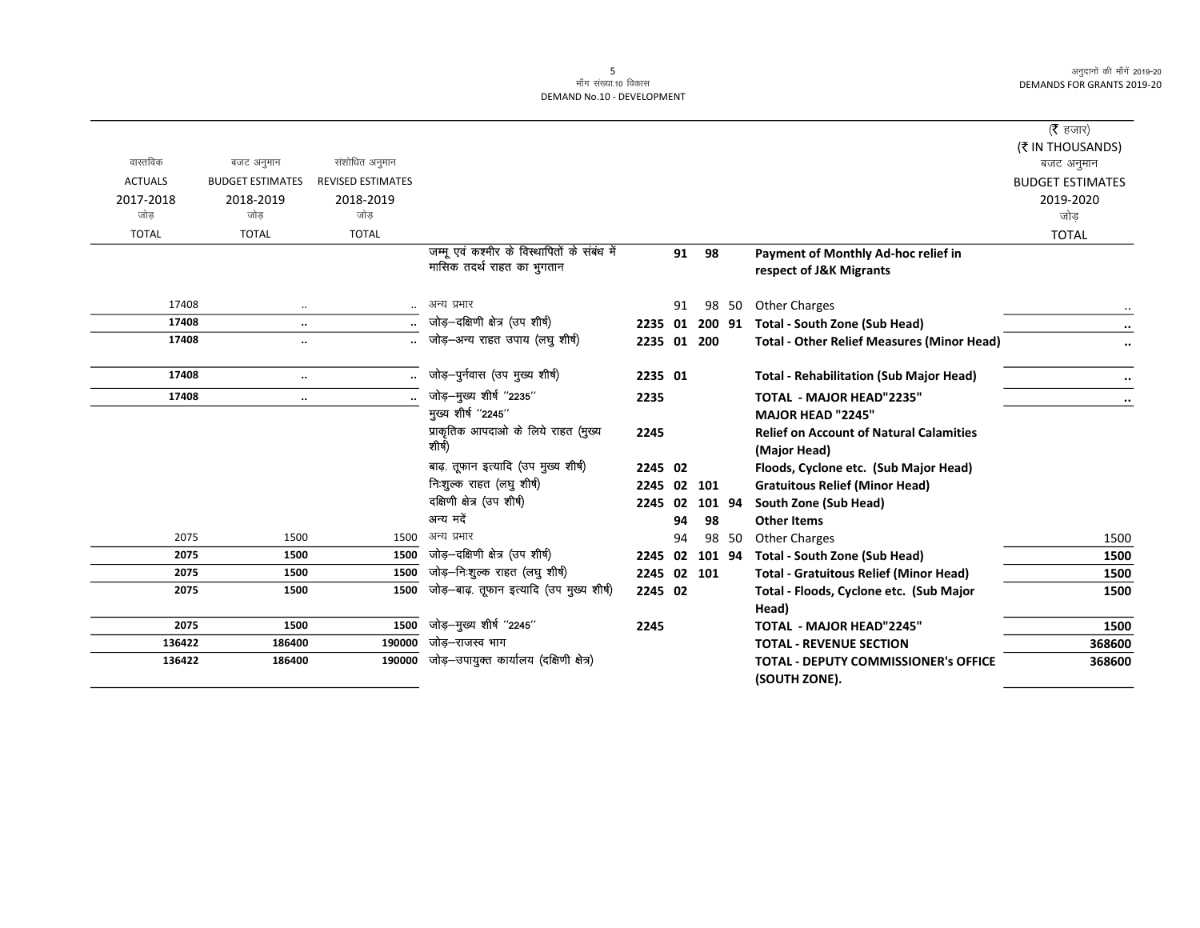| वास्तविक ACTUALS 2017-2018 जोड़ TOTAL | बजट अनुमान BUDGET ESTIMATES 2018-2019 जोड़ TOTAL | संशोधित अनुमान REVISED ESTIMATES 2018-2019 जोड़ TOTAL | | | | | | | (₹ हजार) (₹ IN THOUSANDS) बजट अनुमान BUDGET ESTIMATES 2019-2020 जोड़ TOTAL |
|---|---|---|---|---|---|---|---|---|---|
| | | | जम्मू एवं कश्मीर के विस्थापितों के संबंध में मासिक तदर्थ राहत का भुगतान | | 91 | 98 | | **Payment of Monthly Ad-hoc relief in respect of J&K Migrants** | |
| 17408 | .. | .. | अन्य प्रभार | | 91 | 98 | 50 | Other Charges | .. |
| **17408** | **..** | **..** | जोड़–दक्षिणी क्षेत्र (उप शीर्ष) | **2235** | **01** | **200** | **91** | **Total - South Zone (Sub Head)** | **..** |
| **17408** | **..** | **..** | जोड़–अन्य राहत उपाय (लघु शीर्ष) | **2235** | **01** | **200** | | **Total - Other Relief Measures (Minor Head)** | **..** |
| **17408** | **..** | **..** | जोड़–पुर्नवास (उप मुख्य शीर्ष) | **2235** | **01** | | | **Total - Rehabilitation (Sub Major Head)** | **..** |
| **17408** | **..** | **..** | जोड़–मुख्य शीर्ष "2235" | **2235** | | | | **TOTAL - MAJOR HEAD"2235"** | **..** |
| | | | मुख्य शीर्ष "2245" | | | | | **MAJOR HEAD "2245"** | |
| | | | प्राकृतिक आपदाओ के लिये राहत (मुख्य शीर्ष) | **2245** | | | | **Relief on Account of Natural Calamities (Major Head)** | |
| | | | बाढ़. तूफान इत्यादि (उप मुख्य शीर्ष) | **2245** | **02** | | | **Floods, Cyclone etc. (Sub Major Head)** | |
| | | | निःशुल्क राहत (लघु शीर्ष) | **2245** | **02** | **101** | | **Gratuitous Relief (Minor Head)** | |
| | | | दक्षिणी क्षेत्र (उप शीर्ष) | **2245** | **02** | **101** | **94** | **South Zone (Sub Head)** | |
| | | | अन्य मदें | | **94** | **98** | | **Other Items** | |
| 2075 | 1500 | 1500 | अन्य प्रभार | | 94 | 98 | 50 | Other Charges | 1500 |
| **2075** | **1500** | **1500** | जोड़–दक्षिणी क्षेत्र (उप शीर्ष) | **2245** | **02** | **101** | **94** | **Total - South Zone (Sub Head)** | **1500** |
| **2075** | **1500** | **1500** | जोड़–निःशुल्क राहत (लघु शीर्ष) | **2245** | **02** | **101** | | **Total - Gratuitous Relief (Minor Head)** | **1500** |
| **2075** | **1500** | **1500** | जोड़–बाढ़. तूफान इत्यादि (उप मुख्य शीर्ष) | **2245** | **02** | | | **Total - Floods, Cyclone etc. (Sub Major Head)** | **1500** |
| **2075** | **1500** | **1500** | जोड़–मुख्य शीर्ष "2245" | **2245** | | | | **TOTAL - MAJOR HEAD"2245"** | **1500** |
| **136422** | **186400** | **190000** | जोड़–राजस्व भाग | | | | | **TOTAL - REVENUE SECTION** | **368600** |
| **136422** | **186400** | **190000** | जोड़–उपायुक्त कार्यालय (दक्षिणी क्षेत्र) | | | | | **TOTAL - DEPUTY COMMISSIONER's OFFICE (SOUTH ZONE).** | **368600** |